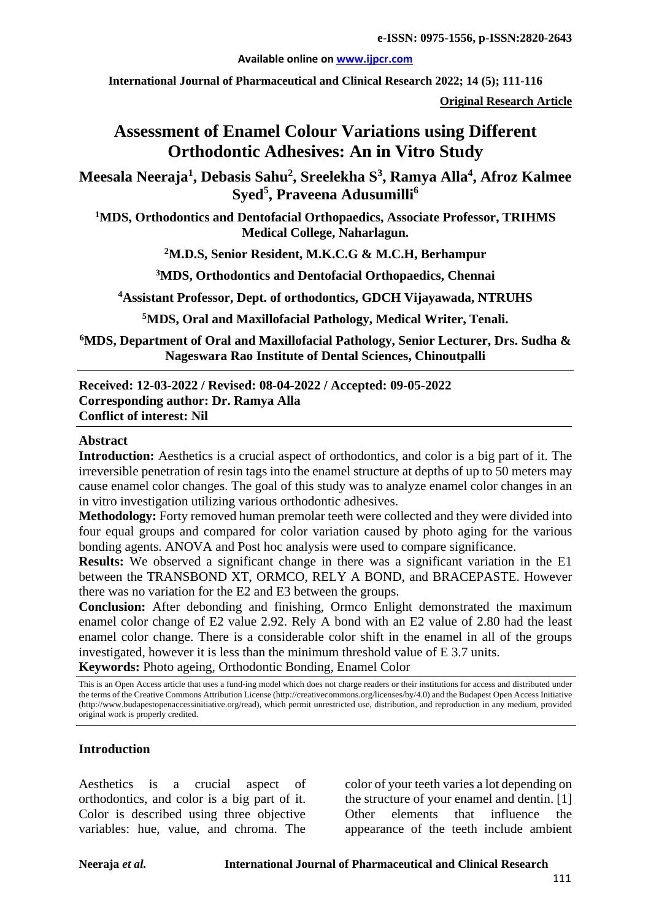e-ISSN: 0975-1556, p-ISSN:2820-2643

Available online on www.ijpcr.com

International Journal of Pharmaceutical and Clinical Research 2022; 14 (5); 111-116

**Original Research Article**

# Assessment of Enamel Colour Variations using Different Orthodontic Adhesives: An in Vitro Study

**Meesala Neeraja[1], Debasis Sahu[2], Sreelekha S[3], Ramya Alla[4], Afroz Kalmee Syed[5], Praveena Adusumilli[6]**

[1]MDS, Orthodontics and Dentofacial Orthopaedics, Associate Professor, TRIHMS Medical College, Naharlagun.

[2]M.D.S, Senior Resident, M.K.C.G & M.C.H, Berhampur

[3]MDS, Orthodontics and Dentofacial Orthopaedics, Chennai

[4]Assistant Professor, Dept. of orthodontics, GDCH Vijayawada, NTRUHS

[5]MDS, Oral and Maxillofacial Pathology, Medical Writer, Tenali.

[6]MDS, Department of Oral and Maxillofacial Pathology, Senior Lecturer, Drs. Sudha & Nageswara Rao Institute of Dental Sciences, Chinoutpalli

**Received: 12-03-2022 / Revised: 08-04-2022 / Accepted: 09-05-2022**
**Corresponding author: Dr. Ramya Alla**
**Conflict of interest: Nil**

## Abstract

**Introduction:** Aesthetics is a crucial aspect of orthodontics, and color is a big part of it. The irreversible penetration of resin tags into the enamel structure at depths of up to 50 meters may cause enamel color changes. The goal of this study was to analyze enamel color changes in an in vitro investigation utilizing various orthodontic adhesives.

**Methodology:** Forty removed human premolar teeth were collected and they were divided into four equal groups and compared for color variation caused by photo aging for the various bonding agents. ANOVA and Post hoc analysis were used to compare significance.

**Results:** We observed a significant change in there was a significant variation in the E1 between the TRANSBOND XT, ORMCO, RELY A BOND, and BRACEPASTE. However there was no variation for the E2 and E3 between the groups.

**Conclusion:** After debonding and finishing, Ormco Enlight demonstrated the maximum enamel color change of E2 value 2.92. Rely A bond with an E2 value of 2.80 had the least enamel color change. There is a considerable color shift in the enamel in all of the groups investigated, however it is less than the minimum threshold value of E 3.7 units.

**Keywords:** Photo ageing, Orthodontic Bonding, Enamel Color

This is an Open Access article that uses a fund-ing model which does not charge readers or their institutions for access and distributed under the terms of the Creative Commons Attribution License (http://creativecommons.org/licenses/by/4.0) and the Budapest Open Access Initiative (http://www.budapestopenaccessinitiative.org/read), which permit unrestricted use, distribution, and reproduction in any medium, provided original work is properly credited.

## Introduction

Aesthetics is a crucial aspect of orthodontics, and color is a big part of it. Color is described using three objective variables: hue, value, and chroma. The color of your teeth varies a lot depending on the structure of your enamel and dentin. [1] Other elements that influence the appearance of the teeth include ambient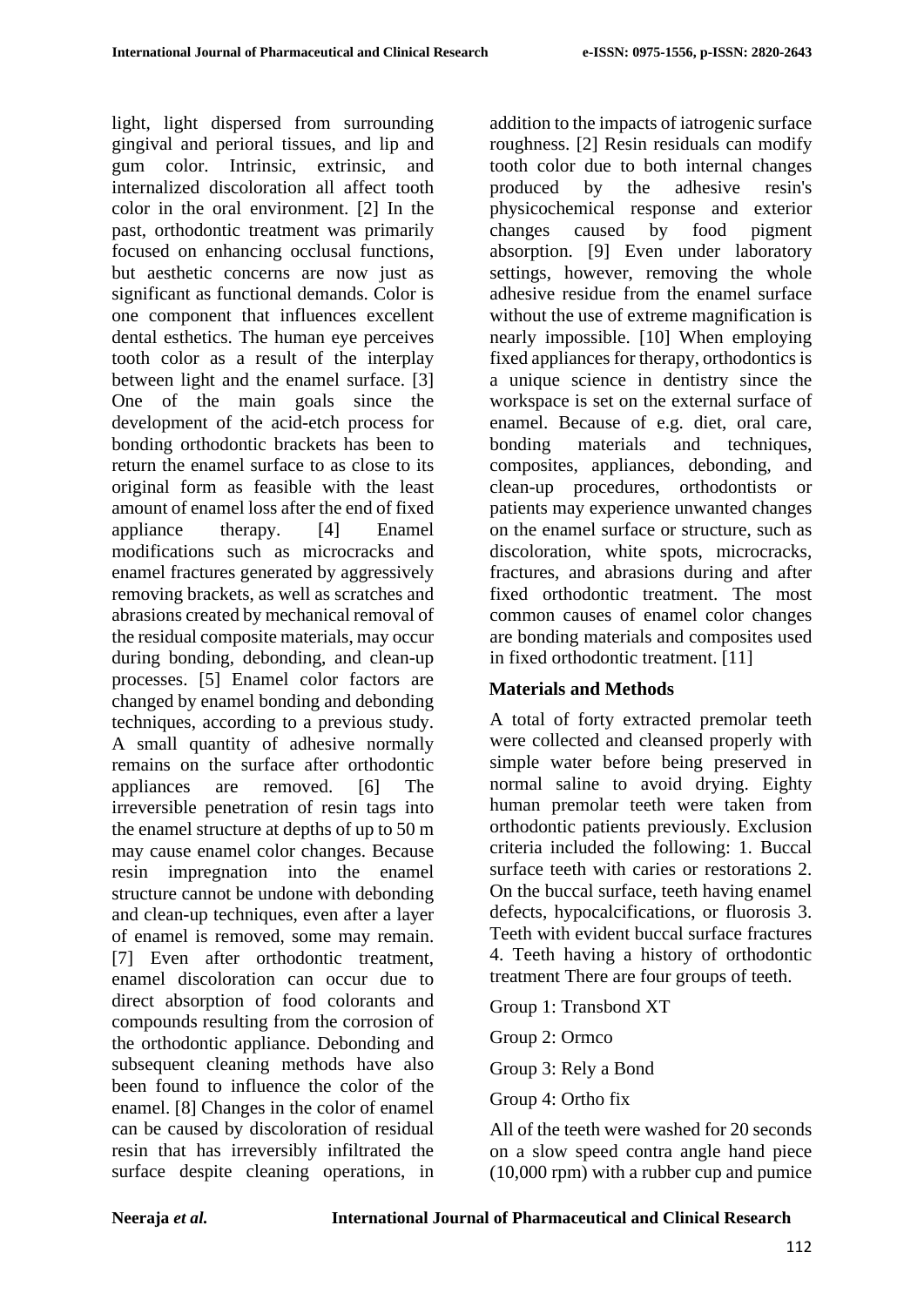light, light dispersed from surrounding gingival and perioral tissues, and lip and gum color. Intrinsic, extrinsic, and internalized discoloration all affect tooth color in the oral environment. [2] In the past, orthodontic treatment was primarily focused on enhancing occlusal functions, but aesthetic concerns are now just as significant as functional demands. Color is one component that influences excellent dental esthetics. The human eye perceives tooth color as a result of the interplay between light and the enamel surface. [3] One of the main goals since the development of the acid-etch process for bonding orthodontic brackets has been to return the enamel surface to as close to its original form as feasible with the least amount of enamel loss after the end of fixed appliance therapy. [4] Enamel modifications such as microcracks and enamel fractures generated by aggressively removing brackets, as well as scratches and abrasions created by mechanical removal of the residual composite materials, may occur during bonding, debonding, and clean-up processes. [5] Enamel color factors are changed by enamel bonding and debonding techniques, according to a previous study. A small quantity of adhesive normally remains on the surface after orthodontic appliances are removed. [6] The irreversible penetration of resin tags into the enamel structure at depths of up to 50 m may cause enamel color changes. Because resin impregnation into the enamel structure cannot be undone with debonding and clean-up techniques, even after a layer of enamel is removed, some may remain. [7] Even after orthodontic treatment, enamel discoloration can occur due to direct absorption of food colorants and compounds resulting from the corrosion of the orthodontic appliance. Debonding and subsequent cleaning methods have also been found to influence the color of the enamel. [8] Changes in the color of enamel can be caused by discoloration of residual resin that has irreversibly infiltrated the surface despite cleaning operations, in addition to the impacts of iatrogenic surface roughness. [2] Resin residuals can modify tooth color due to both internal changes produced by the adhesive resin's physicochemical response and exterior changes caused by food pigment absorption. [9] Even under laboratory settings, however, removing the whole adhesive residue from the enamel surface without the use of extreme magnification is nearly impossible. [10] When employing fixed appliances for therapy, orthodontics is a unique science in dentistry since the workspace is set on the external surface of enamel. Because of e.g. diet, oral care, bonding materials and techniques, composites, appliances, debonding, and clean-up procedures, orthodontists or patients may experience unwanted changes on the enamel surface or structure, such as discoloration, white spots, microcracks, fractures, and abrasions during and after fixed orthodontic treatment. The most common causes of enamel color changes are bonding materials and composites used in fixed orthodontic treatment. [11]

## Materials and Methods

A total of forty extracted premolar teeth were collected and cleansed properly with simple water before being preserved in normal saline to avoid drying. Eighty human premolar teeth were taken from orthodontic patients previously. Exclusion criteria included the following: 1. Buccal surface teeth with caries or restorations 2. On the buccal surface, teeth having enamel defects, hypocalcifications, or fluorosis 3. Teeth with evident buccal surface fractures 4. Teeth having a history of orthodontic treatment There are four groups of teeth.

Group 1: Transbond XT

Group 2: Ormco

Group 3: Rely a Bond

Group 4: Ortho fix

All of the teeth were washed for 20 seconds on a slow speed contra angle hand piece (10,000 rpm) with a rubber cup and pumice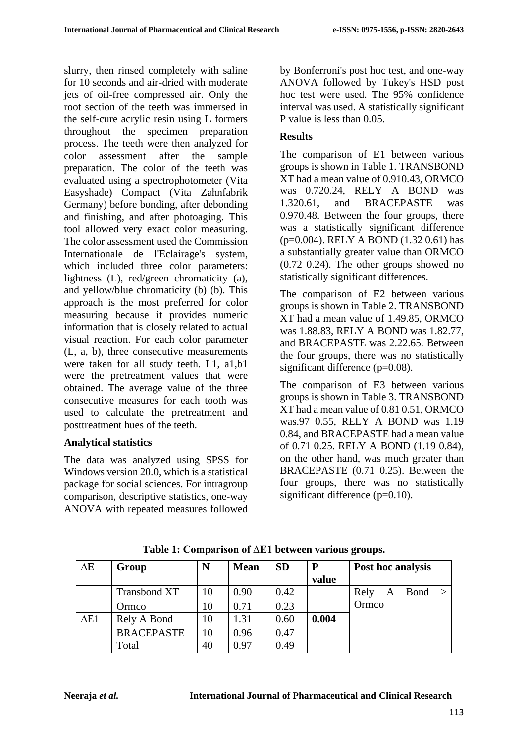slurry, then rinsed completely with saline for 10 seconds and air-dried with moderate jets of oil-free compressed air. Only the root section of the teeth was immersed in the self-cure acrylic resin using L formers throughout the specimen preparation process. The teeth were then analyzed for color assessment after the sample preparation. The color of the teeth was evaluated using a spectrophotometer (Vita Easyshade) Compact (Vita Zahnfabrik Germany) before bonding, after debonding and finishing, and after photoaging. This tool allowed very exact color measuring. The color assessment used the Commission Internationale de l'Eclairage's system, which included three color parameters: lightness (L), red/green chromaticity (a), and yellow/blue chromaticity (b) (b). This approach is the most preferred for color measuring because it provides numeric information that is closely related to actual visual reaction. For each color parameter (L, a, b), three consecutive measurements were taken for all study teeth. L1, a1,b1 were the pretreatment values that were obtained. The average value of the three consecutive measures for each tooth was used to calculate the pretreatment and posttreatment hues of the teeth.

### Analytical statistics

The data was analyzed using SPSS for Windows version 20.0, which is a statistical package for social sciences. For intragroup comparison, descriptive statistics, one-way ANOVA with repeated measures followed by Bonferroni's post hoc test, and one-way ANOVA followed by Tukey's HSD post hoc test were used. The 95% confidence interval was used. A statistically significant P value is less than 0.05.

### Results

The comparison of E1 between various groups is shown in Table 1. TRANSBOND XT had a mean value of 0.910.43, ORMCO was 0.720.24, RELY A BOND was 1.320.61, and BRACEPASTE was 0.970.48. Between the four groups, there was a statistically significant difference (p=0.004). RELY A BOND (1.32 0.61) has a substantially greater value than ORMCO (0.72 0.24). The other groups showed no statistically significant differences.

The comparison of E2 between various groups is shown in Table 2. TRANSBOND XT had a mean value of 1.49.85, ORMCO was 1.88.83, RELY A BOND was 1.82.77, and BRACEPASTE was 2.22.65. Between the four groups, there was no statistically significant difference (p=0.08).

The comparison of E3 between various groups is shown in Table 3. TRANSBOND XT had a mean value of 0.81 0.51, ORMCO was.97 0.55, RELY A BOND was 1.19 0.84, and BRACEPASTE had a mean value of 0.71 0.25. RELY A BOND (1.19 0.84), on the other hand, was much greater than BRACEPASTE (0.71 0.25). Between the four groups, there was no statistically significant difference (p=0.10).

**Table 1: Comparison of ∆E1 between various groups.**

| ∆E | Group | N | Mean | SD | P value | Post hoc analysis |
|---|---|---|---|---|---|---|
| | Transbond XT | 10 | 0.90 | 0.42 | | Rely A Bond > Ormco |
| | Ormco | 10 | 0.71 | 0.23 | | |
| ∆E1 | Rely A Bond | 10 | 1.31 | 0.60 | **0.004** | |
| | BRACEPASTE | 10 | 0.96 | 0.47 | | |
| | Total | 40 | 0.97 | 0.49 | | |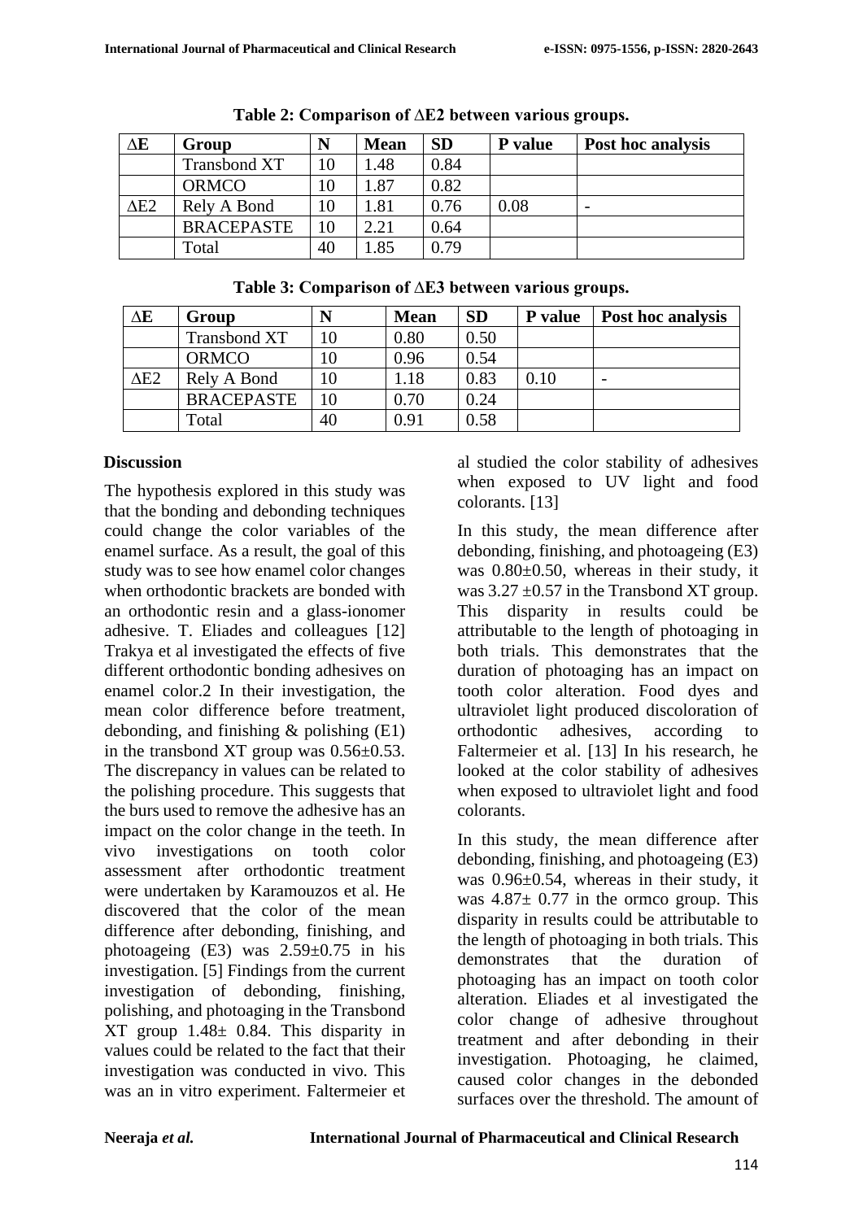**Table 2: Comparison of ∆E2 between various groups.**

| ∆E | Group | N | Mean | SD | P value | Post hoc analysis |
|---|---|---|---|---|---|---|
| | Transbond XT | 10 | 1.48 | 0.84 | | |
| | ORMCO | 10 | 1.87 | 0.82 | | |
| ∆E2 | Rely A Bond | 10 | 1.81 | 0.76 | 0.08 | - |
| | BRACEPASTE | 10 | 2.21 | 0.64 | | |
| | Total | 40 | 1.85 | 0.79 | | |

**Table 3: Comparison of ∆E3 between various groups.**

| ∆E | Group | N | Mean | SD | P value | Post hoc analysis |
|---|---|---|---|---|---|---|
| | Transbond XT | 10 | 0.80 | 0.50 | | |
| | ORMCO | 10 | 0.96 | 0.54 | | |
| ∆E2 | Rely A Bond | 10 | 1.18 | 0.83 | 0.10 | - |
| | BRACEPASTE | 10 | 0.70 | 0.24 | | |
| | Total | 40 | 0.91 | 0.58 | | |

## Discussion

The hypothesis explored in this study was that the bonding and debonding techniques could change the color variables of the enamel surface. As a result, the goal of this study was to see how enamel color changes when orthodontic brackets are bonded with an orthodontic resin and a glass-ionomer adhesive. T. Eliades and colleagues [12] Trakya et al investigated the effects of five different orthodontic bonding adhesives on enamel color.2 In their investigation, the mean color difference before treatment, debonding, and finishing & polishing (E1) in the transbond XT group was 0.56±0.53. The discrepancy in values can be related to the polishing procedure. This suggests that the burs used to remove the adhesive has an impact on the color change in the teeth. In vivo investigations on tooth color assessment after orthodontic treatment were undertaken by Karamouzos et al. He discovered that the color of the mean difference after debonding, finishing, and photoageing (E3) was 2.59±0.75 in his investigation. [5] Findings from the current investigation of debonding, finishing, polishing, and photoaging in the Transbond XT group 1.48± 0.84. This disparity in values could be related to the fact that their investigation was conducted in vivo. This was an in vitro experiment. Faltermeier et al studied the color stability of adhesives when exposed to UV light and food colorants. [13]

In this study, the mean difference after debonding, finishing, and photoageing (E3) was 0.80±0.50, whereas in their study, it was 3.27 ±0.57 in the Transbond XT group. This disparity in results could be attributable to the length of photoaging in both trials. This demonstrates that the duration of photoaging has an impact on tooth color alteration. Food dyes and ultraviolet light produced discoloration of orthodontic adhesives, according to Faltermeier et al. [13] In his research, he looked at the color stability of adhesives when exposed to ultraviolet light and food colorants.

In this study, the mean difference after debonding, finishing, and photoageing (E3) was 0.96±0.54, whereas in their study, it was 4.87± 0.77 in the ormco group. This disparity in results could be attributable to the length of photoaging in both trials. This demonstrates that the duration of photoaging has an impact on tooth color alteration. Eliades et al investigated the color change of adhesive throughout treatment and after debonding in their investigation. Photoaging, he claimed, caused color changes in the debonded surfaces over the threshold. The amount of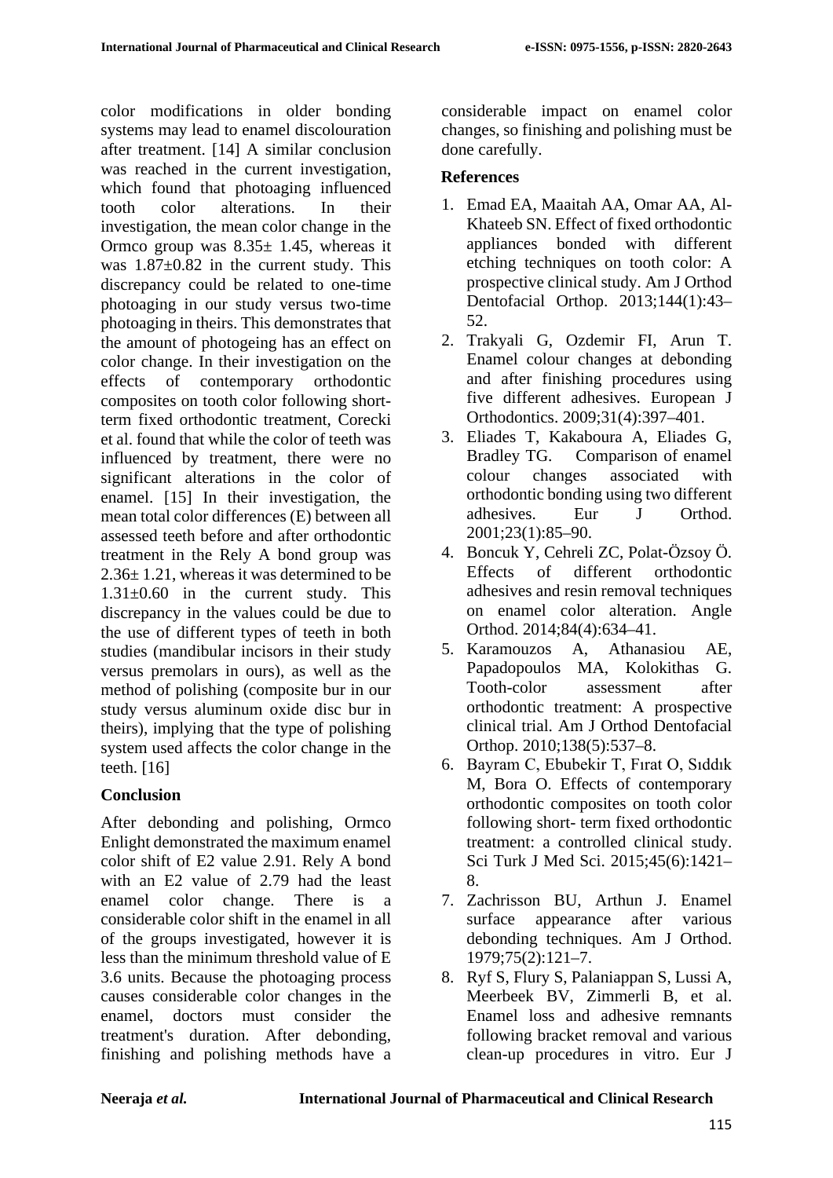color modifications in older bonding systems may lead to enamel discolouration after treatment. [14] A similar conclusion was reached in the current investigation, which found that photoaging influenced tooth color alterations. In their investigation, the mean color change in the Ormco group was 8.35± 1.45, whereas it was 1.87±0.82 in the current study. This discrepancy could be related to one-time photoaging in our study versus two-time photoaging in theirs. This demonstrates that the amount of photogeing has an effect on color change. In their investigation on the effects of contemporary orthodontic composites on tooth color following short-term fixed orthodontic treatment, Corecki et al. found that while the color of teeth was influenced by treatment, there were no significant alterations in the color of enamel. [15] In their investigation, the mean total color differences (E) between all assessed teeth before and after orthodontic treatment in the Rely A bond group was 2.36± 1.21, whereas it was determined to be 1.31±0.60 in the current study. This discrepancy in the values could be due to the use of different types of teeth in both studies (mandibular incisors in their study versus premolars in ours), as well as the method of polishing (composite bur in our study versus aluminum oxide disc bur in theirs), implying that the type of polishing system used affects the color change in the teeth. [16]

## Conclusion

After debonding and polishing, Ormco Enlight demonstrated the maximum enamel color shift of E2 value 2.91. Rely A bond with an E2 value of 2.79 had the least enamel color change. There is a considerable color shift in the enamel in all of the groups investigated, however it is less than the minimum threshold value of E 3.6 units. Because the photoaging process causes considerable color changes in the enamel, doctors must consider the treatment's duration. After debonding, finishing and polishing methods have a considerable impact on enamel color changes, so finishing and polishing must be done carefully.

## References

1. Emad EA, Maaitah AA, Omar AA, Al-Khateeb SN. Effect of fixed orthodontic appliances bonded with different etching techniques on tooth color: A prospective clinical study. Am J Orthod Dentofacial Orthop. 2013;144(1):43–52.
2. Trakyali G, Ozdemir FI, Arun T. Enamel colour changes at debonding and after finishing procedures using five different adhesives. European J Orthodontics. 2009;31(4):397–401.
3. Eliades T, Kakaboura A, Eliades G, Bradley TG. Comparison of enamel colour changes associated with orthodontic bonding using two different adhesives. Eur J Orthod. 2001;23(1):85–90.
4. Boncuk Y, Cehreli ZC, Polat-Özsoy Ö. Effects of different orthodontic adhesives and resin removal techniques on enamel color alteration. Angle Orthod. 2014;84(4):634–41.
5. Karamouzos A, Athanasiou AE, Papadopoulos MA, Kolokithas G. Tooth-color assessment after orthodontic treatment: A prospective clinical trial. Am J Orthod Dentofacial Orthop. 2010;138(5):537–8.
6. Bayram C, Ebubekir T, Fırat O, Sıddık M, Bora O. Effects of contemporary orthodontic composites on tooth color following short- term fixed orthodontic treatment: a controlled clinical study. Sci Turk J Med Sci. 2015;45(6):1421–8.
7. Zachrisson BU, Arthun J. Enamel surface appearance after various debonding techniques. Am J Orthod. 1979;75(2):121–7.
8. Ryf S, Flury S, Palaniappan S, Lussi A, Meerbeek BV, Zimmerli B, et al. Enamel loss and adhesive remnants following bracket removal and various clean-up procedures in vitro. Eur J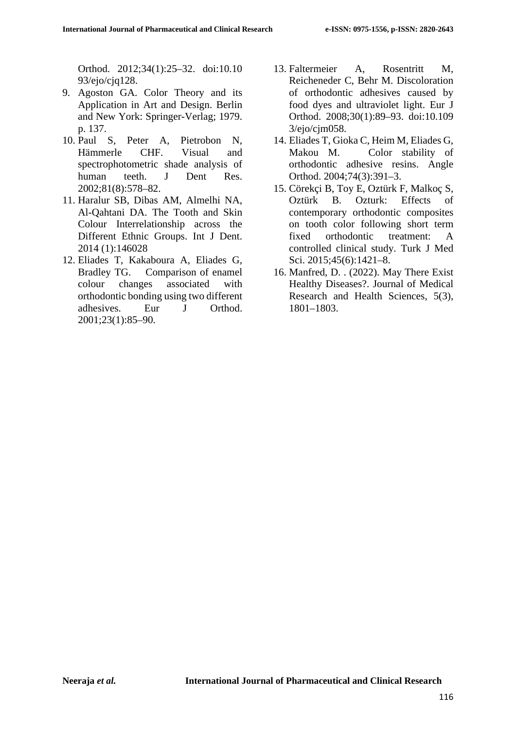Orthod. 2012;34(1):25–32. doi:10.1093/ejo/cjq128.

9. Agoston GA. Color Theory and its Application in Art and Design. Berlin and New York: Springer-Verlag; 1979. p. 137.
10. Paul S, Peter A, Pietrobon N, Hämmerle CHF. Visual and spectrophotometric shade analysis of human teeth. J Dent Res. 2002;81(8):578–82.
11. Haralur SB, Dibas AM, Almelhi NA, Al-Qahtani DA. The Tooth and Skin Colour Interrelationship across the Different Ethnic Groups. Int J Dent. 2014 (1):146028
12. Eliades T, Kakaboura A, Eliades G, Bradley TG. Comparison of enamel colour changes associated with orthodontic bonding using two different adhesives. Eur J Orthod. 2001;23(1):85–90.
13. Faltermeier A, Rosentritt M, Reicheneder C, Behr M. Discoloration of orthodontic adhesives caused by food dyes and ultraviolet light. Eur J Orthod. 2008;30(1):89–93. doi:10.1093/ejo/cjm058.
14. Eliades T, Gioka C, Heim M, Eliades G, Makou M. Color stability of orthodontic adhesive resins. Angle Orthod. 2004;74(3):391–3.
15. Cörekçi B, Toy E, Oztürk F, Malkoç S, Oztürk B. Ozturk: Effects of contemporary orthodontic composites on tooth color following short term fixed orthodontic treatment: A controlled clinical study. Turk J Med Sci. 2015;45(6):1421–8.
16. Manfred, D. . (2022). May There Exist Healthy Diseases?. Journal of Medical Research and Health Sciences, 5(3), 1801–1803.